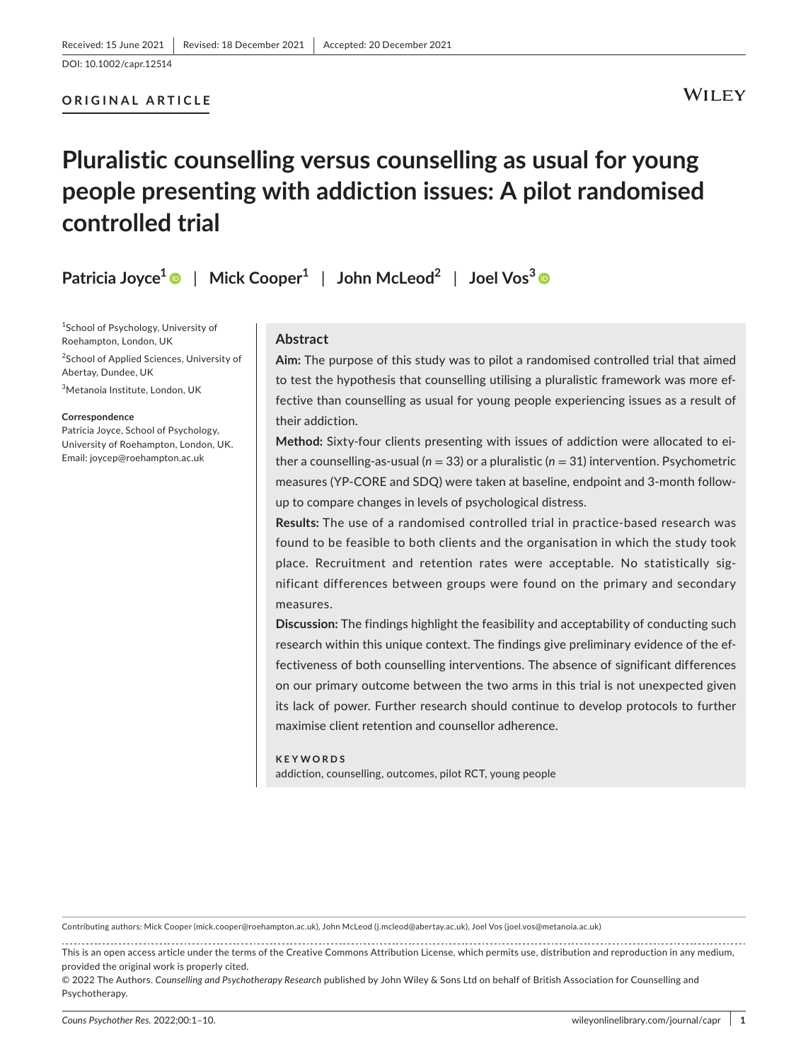Received: 15 June 2021 | Revised: 18 December 2021 | Accepted: 20 December 2021

DOI: 10.1002/capr.12514

**ORIGINAL ARTICLE**

# Pluralistic counselling versus counselling as usual for young people presenting with addiction issues: A pilot randomised controlled trial

**Patricia Joyce[1] | Mick Cooper[1] | John McLeod[2] | Joel Vos[3]**

[1]School of Psychology, University of Roehampton, London, UK

[2]School of Applied Sciences, University of Abertay, Dundee, UK

[3]Metanoia Institute, London, UK

**Correspondence**
Patricia Joyce, School of Psychology, University of Roehampton, London, UK.
Email: joycep@roehampton.ac.uk

## Abstract

**Aim:** The purpose of this study was to pilot a randomised controlled trial that aimed to test the hypothesis that counselling utilising a pluralistic framework was more effective than counselling as usual for young people experiencing issues as a result of their addiction.

**Method:** Sixty-four clients presenting with issues of addiction were allocated to either a counselling-as-usual ($n = 33$) or a pluralistic ($n = 31$) intervention. Psychometric measures (YP-CORE and SDQ) were taken at baseline, endpoint and 3-month follow-up to compare changes in levels of psychological distress.

**Results:** The use of a randomised controlled trial in practice-based research was found to be feasible to both clients and the organisation in which the study took place. Recruitment and retention rates were acceptable. No statistically significant differences between groups were found on the primary and secondary measures.

**Discussion:** The findings highlight the feasibility and acceptability of conducting such research within this unique context. The findings give preliminary evidence of the effectiveness of both counselling interventions. The absence of significant differences on our primary outcome between the two arms in this trial is not unexpected given its lack of power. Further research should continue to develop protocols to further maximise client retention and counsellor adherence.

**KEYWORDS**
addiction, counselling, outcomes, pilot RCT, young people

Contributing authors: Mick Cooper (mick.cooper@roehampton.ac.uk), John McLeod (j.mcleod@abertay.ac.uk), Joel Vos (joel.vos@metanoia.ac.uk)

This is an open access article under the terms of the Creative Commons Attribution License, which permits use, distribution and reproduction in any medium, provided the original work is properly cited.
© 2022 The Authors. *Counselling and Psychotherapy Research* published by John Wiley & Sons Ltd on behalf of British Association for Counselling and Psychotherapy.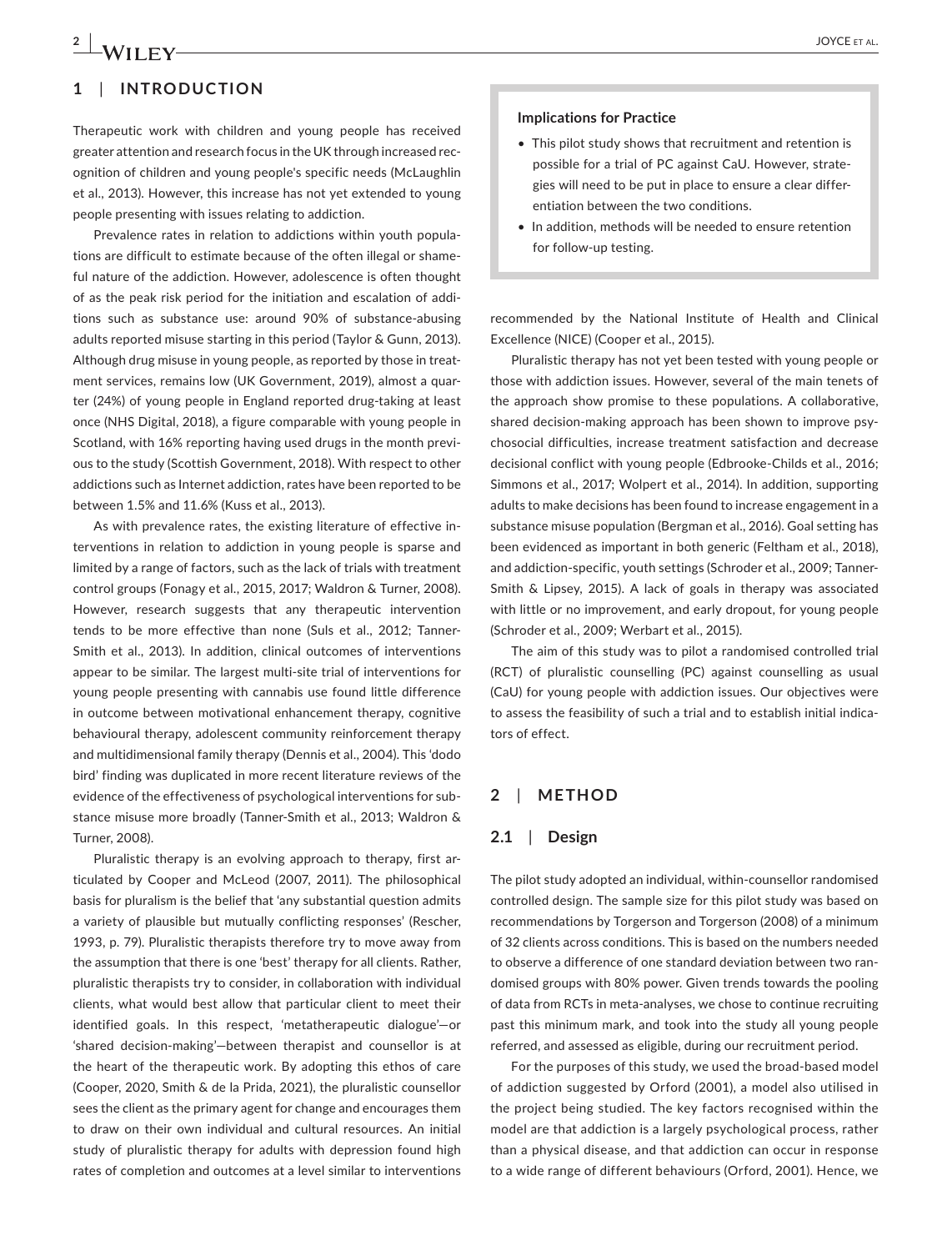## 1 | INTRODUCTION

Therapeutic work with children and young people has received greater attention and research focus in the UK through increased recognition of children and young people's specific needs (McLaughlin et al., 2013). However, this increase has not yet extended to young people presenting with issues relating to addiction.

Prevalence rates in relation to addictions within youth populations are difficult to estimate because of the often illegal or shameful nature of the addiction. However, adolescence is often thought of as the peak risk period for the initiation and escalation of additions such as substance use: around 90% of substance-abusing adults reported misuse starting in this period (Taylor & Gunn, 2013). Although drug misuse in young people, as reported by those in treatment services, remains low (UK Government, 2019), almost a quarter (24%) of young people in England reported drug-taking at least once (NHS Digital, 2018), a figure comparable with young people in Scotland, with 16% reporting having used drugs in the month previous to the study (Scottish Government, 2018). With respect to other addictions such as Internet addiction, rates have been reported to be between 1.5% and 11.6% (Kuss et al., 2013).

As with prevalence rates, the existing literature of effective interventions in relation to addiction in young people is sparse and limited by a range of factors, such as the lack of trials with treatment control groups (Fonagy et al., 2015, 2017; Waldron & Turner, 2008). However, research suggests that any therapeutic intervention tends to be more effective than none (Suls et al., 2012; Tanner-Smith et al., 2013). In addition, clinical outcomes of interventions appear to be similar. The largest multi-site trial of interventions for young people presenting with cannabis use found little difference in outcome between motivational enhancement therapy, cognitive behavioural therapy, adolescent community reinforcement therapy and multidimensional family therapy (Dennis et al., 2004). This 'dodo bird' finding was duplicated in more recent literature reviews of the evidence of the effectiveness of psychological interventions for substance misuse more broadly (Tanner-Smith et al., 2013; Waldron & Turner, 2008).

Pluralistic therapy is an evolving approach to therapy, first articulated by Cooper and McLeod (2007, 2011). The philosophical basis for pluralism is the belief that 'any substantial question admits a variety of plausible but mutually conflicting responses' (Rescher, 1993, p. 79). Pluralistic therapists therefore try to move away from the assumption that there is one 'best' therapy for all clients. Rather, pluralistic therapists try to consider, in collaboration with individual clients, what would best allow that particular client to meet their identified goals. In this respect, 'metatherapeutic dialogue'—or 'shared decision-making'—between therapist and counsellor is at the heart of the therapeutic work. By adopting this ethos of care (Cooper, 2020, Smith & de la Prida, 2021), the pluralistic counsellor sees the client as the primary agent for change and encourages them to draw on their own individual and cultural resources. An initial study of pluralistic therapy for adults with depression found high rates of completion and outcomes at a level similar to interventions recommended by the National Institute of Health and Clinical Excellence (NICE) (Cooper et al., 2015).

> **Implications for Practice**
>
> - This pilot study shows that recruitment and retention is possible for a trial of PC against CaU. However, strategies will need to be put in place to ensure a clear differentiation between the two conditions.
> - In addition, methods will be needed to ensure retention for follow-up testing.

Pluralistic therapy has not yet been tested with young people or those with addiction issues. However, several of the main tenets of the approach show promise to these populations. A collaborative, shared decision-making approach has been shown to improve psychosocial difficulties, increase treatment satisfaction and decrease decisional conflict with young people (Edbrooke-Childs et al., 2016; Simmons et al., 2017; Wolpert et al., 2014). In addition, supporting adults to make decisions has been found to increase engagement in a substance misuse population (Bergman et al., 2016). Goal setting has been evidenced as important in both generic (Feltham et al., 2018), and addiction-specific, youth settings (Schroder et al., 2009; Tanner-Smith & Lipsey, 2015). A lack of goals in therapy was associated with little or no improvement, and early dropout, for young people (Schroder et al., 2009; Werbart et al., 2015).

The aim of this study was to pilot a randomised controlled trial (RCT) of pluralistic counselling (PC) against counselling as usual (CaU) for young people with addiction issues. Our objectives were to assess the feasibility of such a trial and to establish initial indicators of effect.

## 2 | METHOD

### 2.1 | Design

The pilot study adopted an individual, within-counsellor randomised controlled design. The sample size for this pilot study was based on recommendations by Torgerson and Torgerson (2008) of a minimum of 32 clients across conditions. This is based on the numbers needed to observe a difference of one standard deviation between two randomised groups with 80% power. Given trends towards the pooling of data from RCTs in meta-analyses, we chose to continue recruiting past this minimum mark, and took into the study all young people referred, and assessed as eligible, during our recruitment period.

For the purposes of this study, we used the broad-based model of addiction suggested by Orford (2001), a model also utilised in the project being studied. The key factors recognised within the model are that addiction is a largely psychological process, rather than a physical disease, and that addiction can occur in response to a wide range of different behaviours (Orford, 2001). Hence, we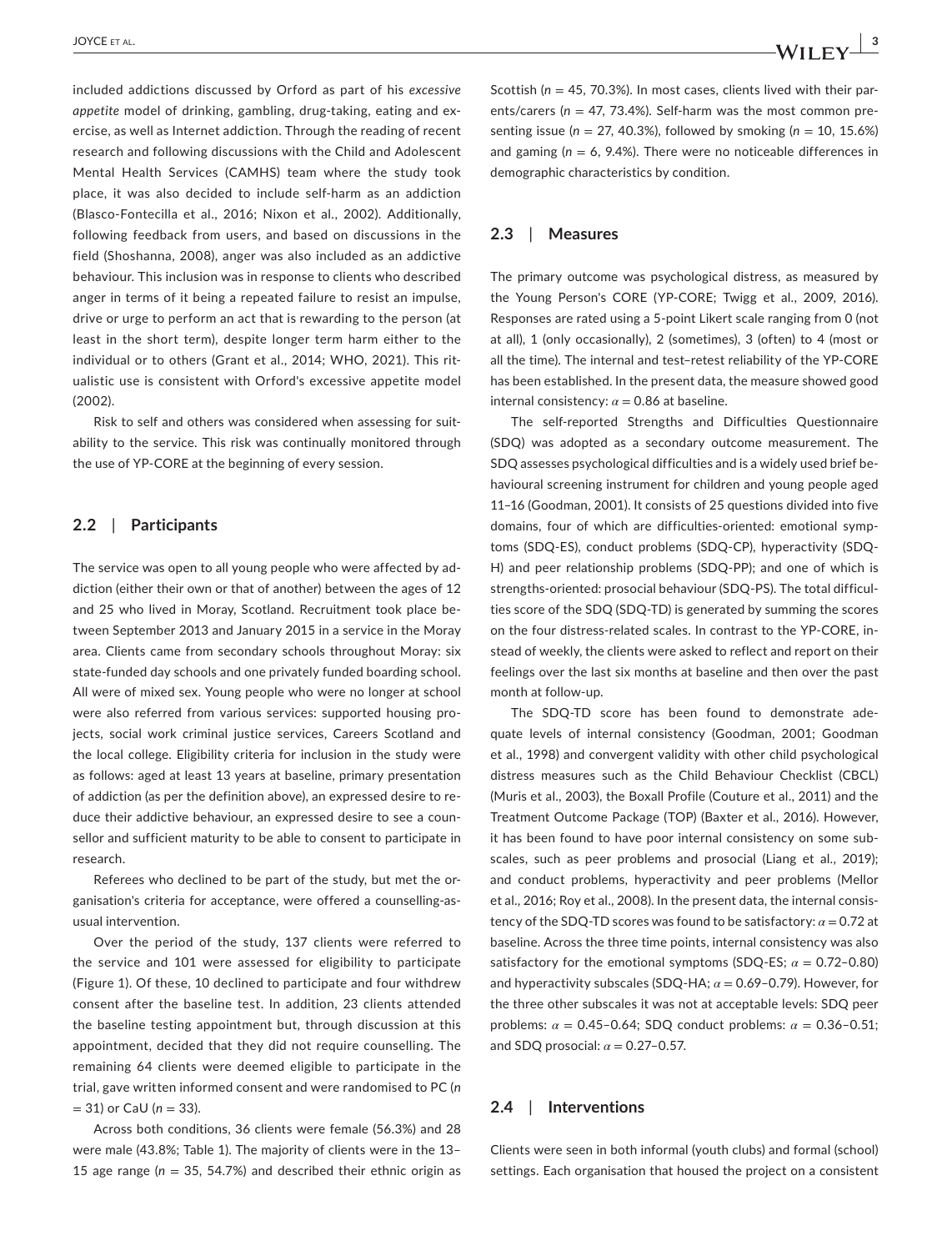included addictions discussed by Orford as part of his *excessive appetite* model of drinking, gambling, drug-taking, eating and exercise, as well as Internet addiction. Through the reading of recent research and following discussions with the Child and Adolescent Mental Health Services (CAMHS) team where the study took place, it was also decided to include self-harm as an addiction (Blasco-Fontecilla et al., 2016; Nixon et al., 2002). Additionally, following feedback from users, and based on discussions in the field (Shoshanna, 2008), anger was also included as an addictive behaviour. This inclusion was in response to clients who described anger in terms of it being a repeated failure to resist an impulse, drive or urge to perform an act that is rewarding to the person (at least in the short term), despite longer term harm either to the individual or to others (Grant et al., 2014; WHO, 2021). This ritualistic use is consistent with Orford's excessive appetite model (2002).

Risk to self and others was considered when assessing for suitability to the service. This risk was continually monitored through the use of YP-CORE at the beginning of every session.

## 2.2 | Participants

The service was open to all young people who were affected by addiction (either their own or that of another) between the ages of 12 and 25 who lived in Moray, Scotland. Recruitment took place between September 2013 and January 2015 in a service in the Moray area. Clients came from secondary schools throughout Moray: six state-funded day schools and one privately funded boarding school. All were of mixed sex. Young people who were no longer at school were also referred from various services: supported housing projects, social work criminal justice services, Careers Scotland and the local college. Eligibility criteria for inclusion in the study were as follows: aged at least 13 years at baseline, primary presentation of addiction (as per the definition above), an expressed desire to reduce their addictive behaviour, an expressed desire to see a counsellor and sufficient maturity to be able to consent to participate in research.

Referees who declined to be part of the study, but met the organisation's criteria for acceptance, were offered a counselling-as-usual intervention.

Over the period of the study, 137 clients were referred to the service and 101 were assessed for eligibility to participate (Figure 1). Of these, 10 declined to participate and four withdrew consent after the baseline test. In addition, 23 clients attended the baseline testing appointment but, through discussion at this appointment, decided that they did not require counselling. The remaining 64 clients were deemed eligible to participate in the trial, gave written informed consent and were randomised to PC ($n$ = 31) or CaU ($n$ = 33).

Across both conditions, 36 clients were female (56.3%) and 28 were male (43.8%; Table 1). The majority of clients were in the 13–15 age range ($n$ = 35, 54.7%) and described their ethnic origin as Scottish ($n$ = 45, 70.3%). In most cases, clients lived with their parents/carers ($n$ = 47, 73.4%). Self-harm was the most common presenting issue ($n$ = 27, 40.3%), followed by smoking ($n$ = 10, 15.6%) and gaming ($n$ = 6, 9.4%). There were no noticeable differences in demographic characteristics by condition.

## 2.3 | Measures

The primary outcome was psychological distress, as measured by the Young Person's CORE (YP-CORE; Twigg et al., 2009, 2016). Responses are rated using a 5-point Likert scale ranging from 0 (not at all), 1 (only occasionally), 2 (sometimes), 3 (often) to 4 (most or all the time). The internal and test–retest reliability of the YP-CORE has been established. In the present data, the measure showed good internal consistency: $\alpha = 0.86$ at baseline.

The self-reported Strengths and Difficulties Questionnaire (SDQ) was adopted as a secondary outcome measurement. The SDQ assesses psychological difficulties and is a widely used brief behavioural screening instrument for children and young people aged 11–16 (Goodman, 2001). It consists of 25 questions divided into five domains, four of which are difficulties-oriented: emotional symptoms (SDQ-ES), conduct problems (SDQ-CP), hyperactivity (SDQ-H) and peer relationship problems (SDQ-PP); and one of which is strengths-oriented: prosocial behaviour (SDQ-PS). The total difficulties score of the SDQ (SDQ-TD) is generated by summing the scores on the four distress-related scales. In contrast to the YP-CORE, instead of weekly, the clients were asked to reflect and report on their feelings over the last six months at baseline and then over the past month at follow-up.

The SDQ-TD score has been found to demonstrate adequate levels of internal consistency (Goodman, 2001; Goodman et al., 1998) and convergent validity with other child psychological distress measures such as the Child Behaviour Checklist (CBCL) (Muris et al., 2003), the Boxall Profile (Couture et al., 2011) and the Treatment Outcome Package (TOP) (Baxter et al., 2016). However, it has been found to have poor internal consistency on some subscales, such as peer problems and prosocial (Liang et al., 2019); and conduct problems, hyperactivity and peer problems (Mellor et al., 2016; Roy et al., 2008). In the present data, the internal consistency of the SDQ-TD scores was found to be satisfactory: $\alpha = 0.72$ at baseline. Across the three time points, internal consistency was also satisfactory for the emotional symptoms (SDQ-ES; $\alpha = 0.72$–$0.80$) and hyperactivity subscales (SDQ-HA; $\alpha = 0.69$–$0.79$). However, for the three other subscales it was not at acceptable levels: SDQ peer problems: $\alpha = 0.45$–$0.64$; SDQ conduct problems: $\alpha = 0.36$–$0.51$; and SDQ prosocial: $\alpha = 0.27$–$0.57$.

## 2.4 | Interventions

Clients were seen in both informal (youth clubs) and formal (school) settings. Each organisation that housed the project on a consistent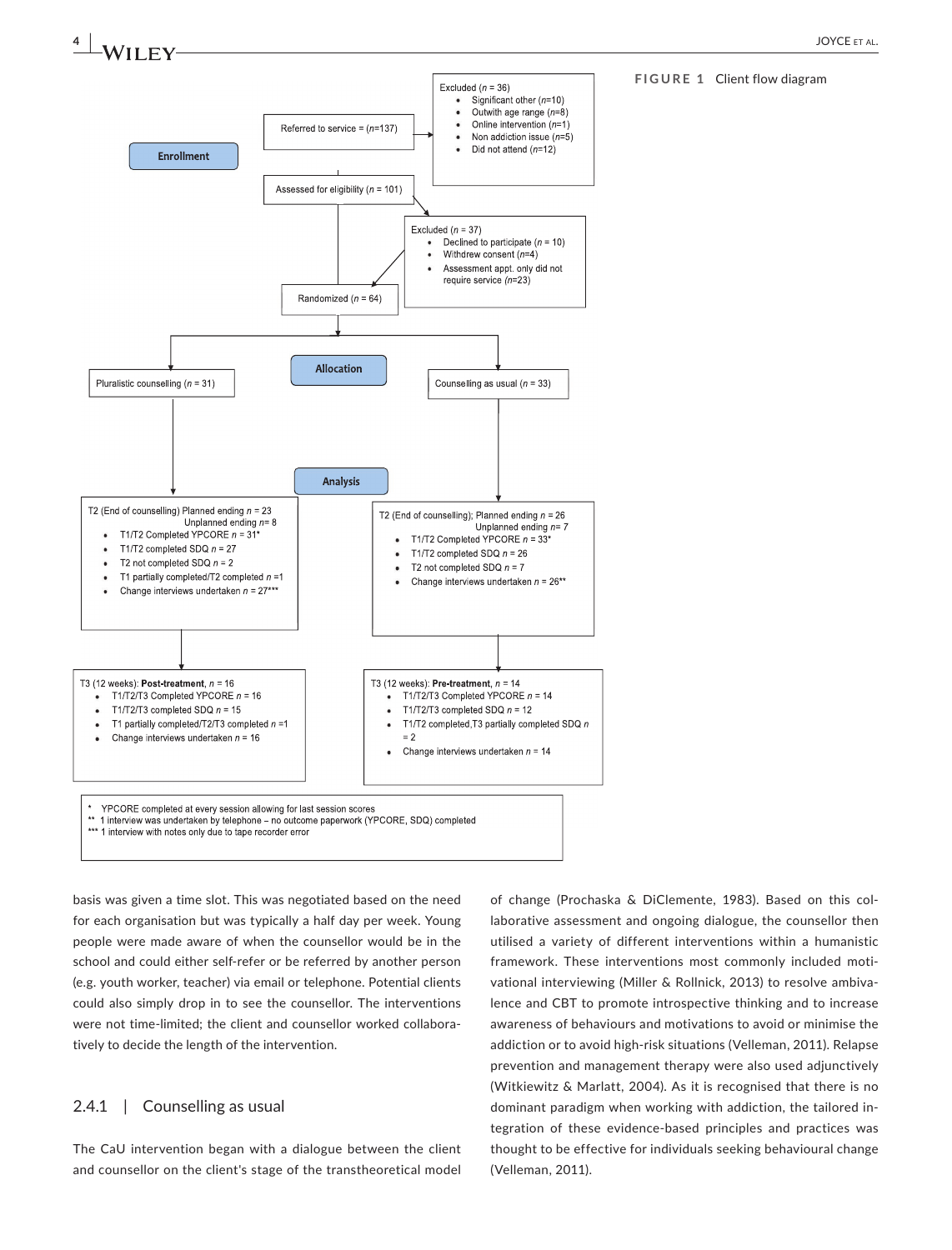Enrollment

Referred to service = (n=137)

Excluded (n = 36)
- Significant other (n=10)
- Outwith age range (n=8)
- Online intervention (n=1)
- Non addiction issue (n=5)
- Did not attend (n=12)

Assessed for eligibility (n = 101)

Excluded (n = 37)
- Declined to participate (n = 10)
- Withdrew consent (n=4)
- Assessment appt. only did not require service (n=23)

Randomized (n = 64)

Allocation

Pluralistic counselling (n = 31)

Counselling as usual (n = 33)

Analysis

T2 (End of counselling) Planned ending n = 23
Unplanned ending n= 8
- T1/T2 Completed YPCORE n = 31*
- T1/T2 completed SDQ n = 27
- T2 not completed SDQ n = 2
- T1 partially completed/T2 completed n =1
- Change interviews undertaken n = 27***

T2 (End of counselling); Planned ending n = 26
Unplanned ending n= 7
- T1/T2 Completed YPCORE n = 33*
- T1/T2 completed SDQ n = 26
- T2 not completed SDQ n = 7
- Change interviews undertaken n = 26**

T3 (12 weeks): **Post-treatment**, n = 16
- T1/T2/T3 Completed YPCORE n = 16
- T1/T2/T3 completed SDQ n = 15
- T1 partially completed/T2/T3 completed n =1
- Change interviews undertaken n = 16

T3 (12 weeks): **Pre-treatment**, n = 14
- T1/T2/T3 Completed YPCORE n = 14
- T1/T2/T3 completed SDQ n = 12
- T1/T2 completed,T3 partially completed SDQ n = 2
- Change interviews undertaken n = 14

\* YPCORE completed at every session allowing for last session scores
\** 1 interview was undertaken by telephone – no outcome paperwork (YPCORE, SDQ) completed
\*** 1 interview with notes only due to tape recorder error

**FIGURE 1** Client flow diagram

basis was given a time slot. This was negotiated based on the need for each organisation but was typically a half day per week. Young people were made aware of when the counsellor would be in the school and could either self-refer or be referred by another person (e.g. youth worker, teacher) via email or telephone. Potential clients could also simply drop in to see the counsellor. The interventions were not time-limited; the client and counsellor worked collaboratively to decide the length of the intervention.

### 2.4.1 | Counselling as usual

The CaU intervention began with a dialogue between the client and counsellor on the client's stage of the transtheoretical model of change (Prochaska & DiClemente, 1983). Based on this collaborative assessment and ongoing dialogue, the counsellor then utilised a variety of different interventions within a humanistic framework. These interventions most commonly included motivational interviewing (Miller & Rollnick, 2013) to resolve ambivalence and CBT to promote introspective thinking and to increase awareness of behaviours and motivations to avoid or minimise the addiction or to avoid high-risk situations (Velleman, 2011). Relapse prevention and management therapy were also used adjunctively (Witkiewitz & Marlatt, 2004). As it is recognised that there is no dominant paradigm when working with addiction, the tailored integration of these evidence-based principles and practices was thought to be effective for individuals seeking behavioural change (Velleman, 2011).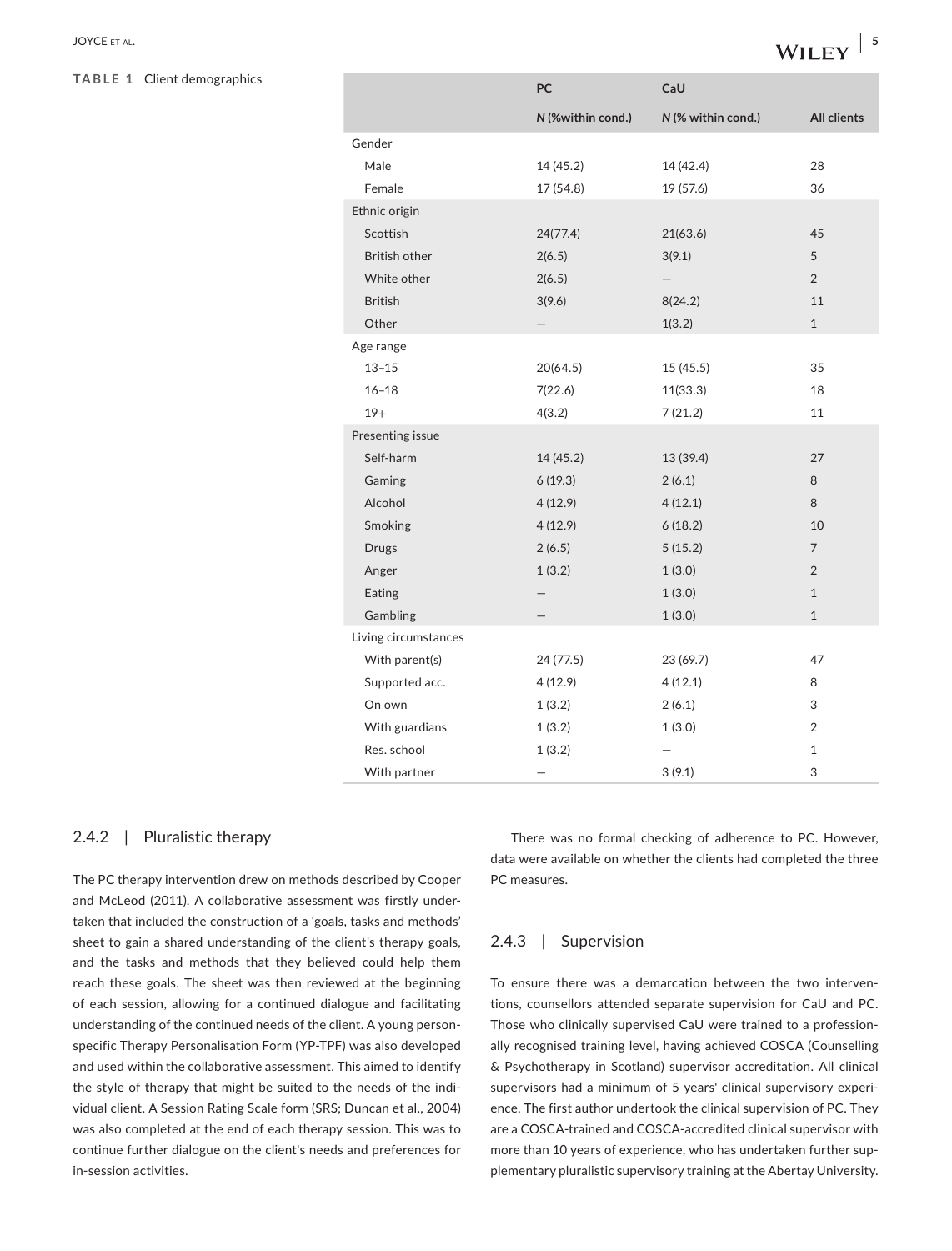**TABLE 1** Client demographics

| | PC | CaU | |
|---|---|---|---|
| | N (%within cond.) | N (% within cond.) | All clients |
| Gender | | | |
| Male | 14 (45.2) | 14 (42.4) | 28 |
| Female | 17 (54.8) | 19 (57.6) | 36 |
| Ethnic origin | | | |
| Scottish | 24(77.4) | 21(63.6) | 45 |
| British other | 2(6.5) | 3(9.1) | 5 |
| White other | 2(6.5) | — | 2 |
| British | 3(9.6) | 8(24.2) | 11 |
| Other | — | 1(3.2) | 1 |
| Age range | | | |
| 13–15 | 20(64.5) | 15 (45.5) | 35 |
| 16–18 | 7(22.6) | 11(33.3) | 18 |
| 19+ | 4(3.2) | 7 (21.2) | 11 |
| Presenting issue | | | |
| Self-harm | 14 (45.2) | 13 (39.4) | 27 |
| Gaming | 6 (19.3) | 2 (6.1) | 8 |
| Alcohol | 4 (12.9) | 4 (12.1) | 8 |
| Smoking | 4 (12.9) | 6 (18.2) | 10 |
| Drugs | 2 (6.5) | 5 (15.2) | 7 |
| Anger | 1 (3.2) | 1 (3.0) | 2 |
| Eating | — | 1 (3.0) | 1 |
| Gambling | — | 1 (3.0) | 1 |
| Living circumstances | | | |
| With parent(s) | 24 (77.5) | 23 (69.7) | 47 |
| Supported acc. | 4 (12.9) | 4 (12.1) | 8 |
| On own | 1 (3.2) | 2 (6.1) | 3 |
| With guardians | 1 (3.2) | 1 (3.0) | 2 |
| Res. school | 1 (3.2) | — | 1 |
| With partner | — | 3 (9.1) | 3 |

### 2.4.2 | Pluralistic therapy

The PC therapy intervention drew on methods described by Cooper and McLeod (2011). A collaborative assessment was firstly undertaken that included the construction of a 'goals, tasks and methods' sheet to gain a shared understanding of the client's therapy goals, and the tasks and methods that they believed could help them reach these goals. The sheet was then reviewed at the beginning of each session, allowing for a continued dialogue and facilitating understanding of the continued needs of the client. A young person-specific Therapy Personalisation Form (YP-TPF) was also developed and used within the collaborative assessment. This aimed to identify the style of therapy that might be suited to the needs of the individual client. A Session Rating Scale form (SRS; Duncan et al., 2004) was also completed at the end of each therapy session. This was to continue further dialogue on the client's needs and preferences for in-session activities.

There was no formal checking of adherence to PC. However, data were available on whether the clients had completed the three PC measures.

### 2.4.3 | Supervision

To ensure there was a demarcation between the two interventions, counsellors attended separate supervision for CaU and PC. Those who clinically supervised CaU were trained to a professionally recognised training level, having achieved COSCA (Counselling & Psychotherapy in Scotland) supervisor accreditation. All clinical supervisors had a minimum of 5 years' clinical supervisory experience. The first author undertook the clinical supervision of PC. They are a COSCA-trained and COSCA-accredited clinical supervisor with more than 10 years of experience, who has undertaken further supplementary pluralistic supervisory training at the Abertay University.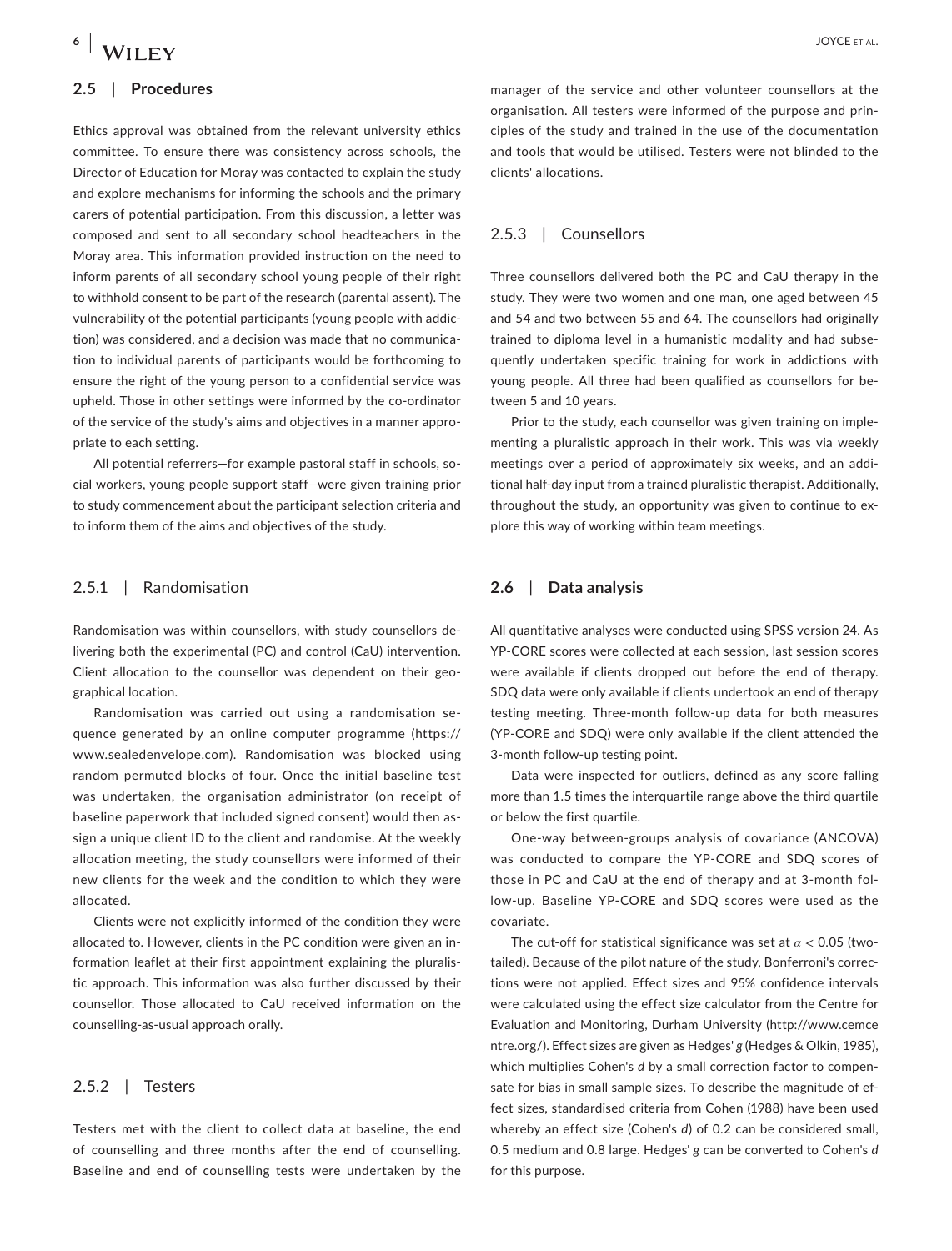## 2.5 | Procedures

Ethics approval was obtained from the relevant university ethics committee. To ensure there was consistency across schools, the Director of Education for Moray was contacted to explain the study and explore mechanisms for informing the schools and the primary carers of potential participation. From this discussion, a letter was composed and sent to all secondary school headteachers in the Moray area. This information provided instruction on the need to inform parents of all secondary school young people of their right to withhold consent to be part of the research (parental assent). The vulnerability of the potential participants (young people with addiction) was considered, and a decision was made that no communication to individual parents of participants would be forthcoming to ensure the right of the young person to a confidential service was upheld. Those in other settings were informed by the co-ordinator of the service of the study's aims and objectives in a manner appropriate to each setting.

All potential referrers—for example pastoral staff in schools, social workers, young people support staff—were given training prior to study commencement about the participant selection criteria and to inform them of the aims and objectives of the study.

### 2.5.1 | Randomisation

Randomisation was within counsellors, with study counsellors delivering both the experimental (PC) and control (CaU) intervention. Client allocation to the counsellor was dependent on their geographical location.

Randomisation was carried out using a randomisation sequence generated by an online computer programme (https://www.sealedenvelope.com). Randomisation was blocked using random permuted blocks of four. Once the initial baseline test was undertaken, the organisation administrator (on receipt of baseline paperwork that included signed consent) would then assign a unique client ID to the client and randomise. At the weekly allocation meeting, the study counsellors were informed of their new clients for the week and the condition to which they were allocated.

Clients were not explicitly informed of the condition they were allocated to. However, clients in the PC condition were given an information leaflet at their first appointment explaining the pluralistic approach. This information was also further discussed by their counsellor. Those allocated to CaU received information on the counselling-as-usual approach orally.

### 2.5.2 | Testers

Testers met with the client to collect data at baseline, the end of counselling and three months after the end of counselling. Baseline and end of counselling tests were undertaken by the manager of the service and other volunteer counsellors at the organisation. All testers were informed of the purpose and principles of the study and trained in the use of the documentation and tools that would be utilised. Testers were not blinded to the clients' allocations.

### 2.5.3 | Counsellors

Three counsellors delivered both the PC and CaU therapy in the study. They were two women and one man, one aged between 45 and 54 and two between 55 and 64. The counsellors had originally trained to diploma level in a humanistic modality and had subsequently undertaken specific training for work in addictions with young people. All three had been qualified as counsellors for between 5 and 10 years.

Prior to the study, each counsellor was given training on implementing a pluralistic approach in their work. This was via weekly meetings over a period of approximately six weeks, and an additional half-day input from a trained pluralistic therapist. Additionally, throughout the study, an opportunity was given to continue to explore this way of working within team meetings.

## 2.6 | Data analysis

All quantitative analyses were conducted using SPSS version 24. As YP-CORE scores were collected at each session, last session scores were available if clients dropped out before the end of therapy. SDQ data were only available if clients undertook an end of therapy testing meeting. Three-month follow-up data for both measures (YP-CORE and SDQ) were only available if the client attended the 3-month follow-up testing point.

Data were inspected for outliers, defined as any score falling more than 1.5 times the interquartile range above the third quartile or below the first quartile.

One-way between-groups analysis of covariance (ANCOVA) was conducted to compare the YP-CORE and SDQ scores of those in PC and CaU at the end of therapy and at 3-month follow-up. Baseline YP-CORE and SDQ scores were used as the covariate.

The cut-off for statistical significance was set at $\alpha < 0.05$ (two-tailed). Because of the pilot nature of the study, Bonferroni's corrections were not applied. Effect sizes and 95% confidence intervals were calculated using the effect size calculator from the Centre for Evaluation and Monitoring, Durham University (http://www.cemcentre.org/). Effect sizes are given as Hedges' *g* (Hedges & Olkin, 1985), which multiplies Cohen's *d* by a small correction factor to compensate for bias in small sample sizes. To describe the magnitude of effect sizes, standardised criteria from Cohen (1988) have been used whereby an effect size (Cohen's *d*) of 0.2 can be considered small, 0.5 medium and 0.8 large. Hedges' *g* can be converted to Cohen's *d* for this purpose.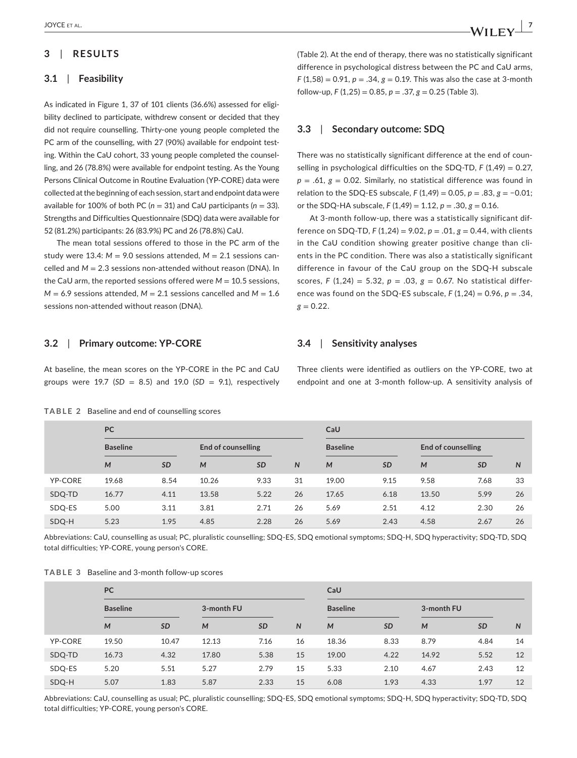## 3 | RESULTS

### 3.1 | Feasibility

As indicated in Figure 1, 37 of 101 clients (36.6%) assessed for eligibility declined to participate, withdrew consent or decided that they did not require counselling. Thirty-one young people completed the PC arm of the counselling, with 27 (90%) available for endpoint testing. Within the CaU cohort, 33 young people completed the counselling, and 26 (78.8%) were available for endpoint testing. As the Young Persons Clinical Outcome in Routine Evaluation (YP-CORE) data were collected at the beginning of each session, start and endpoint data were available for 100% of both PC ($n$ = 31) and CaU participants ($n$ = 33). Strengths and Difficulties Questionnaire (SDQ) data were available for 52 (81.2%) participants: 26 (83.9%) PC and 26 (78.8%) CaU.

The mean total sessions offered to those in the PC arm of the study were 13.4: $M$ = 9.0 sessions attended, $M$ = 2.1 sessions cancelled and $M$ = 2.3 sessions non-attended without reason (DNA). In the CaU arm, the reported sessions offered were $M$ = 10.5 sessions, $M$ = 6.9 sessions attended, $M$ = 2.1 sessions cancelled and $M$ = 1.6 sessions non-attended without reason (DNA).

### 3.2 | Primary outcome: YP-CORE

At baseline, the mean scores on the YP-CORE in the PC and CaU groups were 19.7 ($SD$ = 8.5) and 19.0 ($SD$ = 9.1), respectively (Table 2). At the end of therapy, there was no statistically significant difference in psychological distress between the PC and CaU arms, $F$ (1,58) = 0.91, $p$ = .34, $g$ = 0.19. This was also the case at 3-month follow-up, $F$ (1,25) = 0.85, $p$ = .37, $g$ = 0.25 (Table 3).

### 3.3 | Secondary outcome: SDQ

There was no statistically significant difference at the end of counselling in psychological difficulties on the SDQ-TD, $F$ (1,49) = 0.27, $p$ = .61, $g$ = 0.02. Similarly, no statistical difference was found in relation to the SDQ-ES subscale, $F$ (1,49) = 0.05, $p$ = .83, $g$ = −0.01; or the SDQ-HA subscale, $F$ (1,49) = 1.12, $p$ = .30, $g$ = 0.16.

At 3-month follow-up, there was a statistically significant difference on SDQ-TD, $F$ (1,24) = 9.02, $p$ = .01, $g$ = 0.44, with clients in the CaU condition showing greater positive change than clients in the PC condition. There was also a statistically significant difference in favour of the CaU group on the SDQ-H subscale scores, $F$ (1,24) = 5.32, $p$ = .03, $g$ = 0.67. No statistical difference was found on the SDQ-ES subscale, $F$ (1,24) = 0.96, $p$ = .34, $g$ = 0.22.

### 3.4 | Sensitivity analyses

Three clients were identified as outliers on the YP-CORE, two at endpoint and one at 3-month follow-up. A sensitivity analysis of

**TABLE 2** Baseline and end of counselling scores

| | PC | | | | | CaU | | | | |
|---|---|---|---|---|---|---|---|---|---|---|
| | Baseline | | End of counselling | | | Baseline | | End of counselling | | |
| | *M* | *SD* | *M* | *SD* | *N* | *M* | *SD* | *M* | *SD* | *N* |
| YP-CORE | 19.68 | 8.54 | 10.26 | 9.33 | 31 | 19.00 | 9.15 | 9.58 | 7.68 | 33 |
| SDQ-TD | 16.77 | 4.11 | 13.58 | 5.22 | 26 | 17.65 | 6.18 | 13.50 | 5.99 | 26 |
| SDQ-ES | 5.00 | 3.11 | 3.81 | 2.71 | 26 | 5.69 | 2.51 | 4.12 | 2.30 | 26 |
| SDQ-H | 5.23 | 1.95 | 4.85 | 2.28 | 26 | 5.69 | 2.43 | 4.58 | 2.67 | 26 |

Abbreviations: CaU, counselling as usual; PC, pluralistic counselling; SDQ-ES, SDQ emotional symptoms; SDQ-H, SDQ hyperactivity; SDQ-TD, SDQ total difficulties; YP-CORE, young person's CORE.

**TABLE 3** Baseline and 3-month follow-up scores

| | PC | | | | | CaU | | | | |
|---|---|---|---|---|---|---|---|---|---|---|
| | Baseline | | 3-month FU | | | Baseline | | 3-month FU | | |
| | *M* | *SD* | *M* | *SD* | *N* | *M* | *SD* | *M* | *SD* | *N* |
| YP-CORE | 19.50 | 10.47 | 12.13 | 7.16 | 16 | 18.36 | 8.33 | 8.79 | 4.84 | 14 |
| SDQ-TD | 16.73 | 4.32 | 17.80 | 5.38 | 15 | 19.00 | 4.22 | 14.92 | 5.52 | 12 |
| SDQ-ES | 5.20 | 5.51 | 5.27 | 2.79 | 15 | 5.33 | 2.10 | 4.67 | 2.43 | 12 |
| SDQ-H | 5.07 | 1.83 | 5.87 | 2.33 | 15 | 6.08 | 1.93 | 4.33 | 1.97 | 12 |

Abbreviations: CaU, counselling as usual; PC, pluralistic counselling; SDQ-ES, SDQ emotional symptoms; SDQ-H, SDQ hyperactivity; SDQ-TD, SDQ total difficulties; YP-CORE, young person's CORE.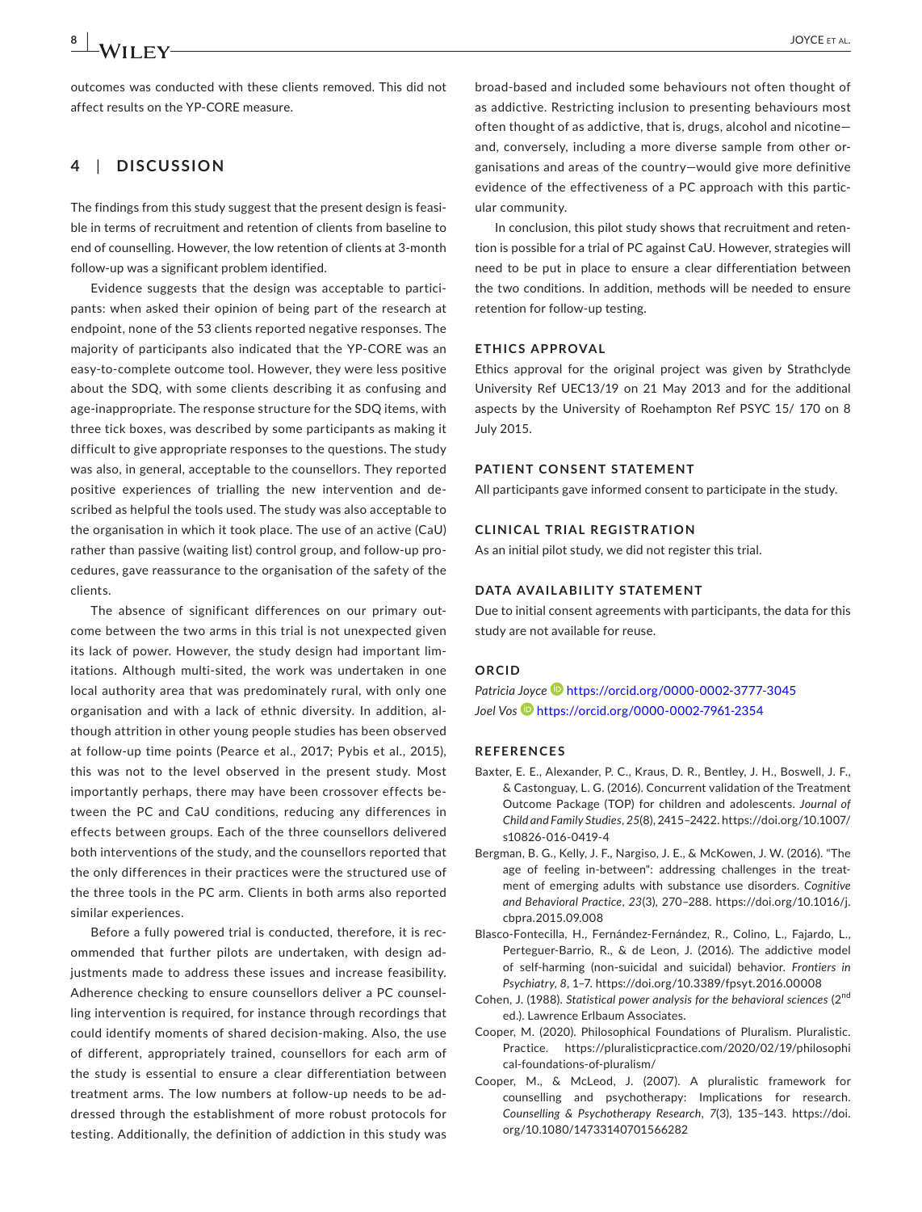outcomes was conducted with these clients removed. This did not affect results on the YP-CORE measure.

## 4 | DISCUSSION

The findings from this study suggest that the present design is feasible in terms of recruitment and retention of clients from baseline to end of counselling. However, the low retention of clients at 3-month follow-up was a significant problem identified.

Evidence suggests that the design was acceptable to participants: when asked their opinion of being part of the research at endpoint, none of the 53 clients reported negative responses. The majority of participants also indicated that the YP-CORE was an easy-to-complete outcome tool. However, they were less positive about the SDQ, with some clients describing it as confusing and age-inappropriate. The response structure for the SDQ items, with three tick boxes, was described by some participants as making it difficult to give appropriate responses to the questions. The study was also, in general, acceptable to the counsellors. They reported positive experiences of trialling the new intervention and described as helpful the tools used. The study was also acceptable to the organisation in which it took place. The use of an active (CaU) rather than passive (waiting list) control group, and follow-up procedures, gave reassurance to the organisation of the safety of the clients.

The absence of significant differences on our primary outcome between the two arms in this trial is not unexpected given its lack of power. However, the study design had important limitations. Although multi-sited, the work was undertaken in one local authority area that was predominately rural, with only one organisation and with a lack of ethnic diversity. In addition, although attrition in other young people studies has been observed at follow-up time points (Pearce et al., 2017; Pybis et al., 2015), this was not to the level observed in the present study. Most importantly perhaps, there may have been crossover effects between the PC and CaU conditions, reducing any differences in effects between groups. Each of the three counsellors delivered both interventions of the study, and the counsellors reported that the only differences in their practices were the structured use of the three tools in the PC arm. Clients in both arms also reported similar experiences.

Before a fully powered trial is conducted, therefore, it is recommended that further pilots are undertaken, with design adjustments made to address these issues and increase feasibility. Adherence checking to ensure counsellors deliver a PC counselling intervention is required, for instance through recordings that could identify moments of shared decision-making. Also, the use of different, appropriately trained, counsellors for each arm of the study is essential to ensure a clear differentiation between treatment arms. The low numbers at follow-up needs to be addressed through the establishment of more robust protocols for testing. Additionally, the definition of addiction in this study was broad-based and included some behaviours not often thought of as addictive. Restricting inclusion to presenting behaviours most often thought of as addictive, that is, drugs, alcohol and nicotine—and, conversely, including a more diverse sample from other organisations and areas of the country—would give more definitive evidence of the effectiveness of a PC approach with this particular community.

In conclusion, this pilot study shows that recruitment and retention is possible for a trial of PC against CaU. However, strategies will need to be put in place to ensure a clear differentiation between the two conditions. In addition, methods will be needed to ensure retention for follow-up testing.

### ETHICS APPROVAL

Ethics approval for the original project was given by Strathclyde University Ref UEC13/19 on 21 May 2013 and for the additional aspects by the University of Roehampton Ref PSYC 15/ 170 on 8 July 2015.

### PATIENT CONSENT STATEMENT

All participants gave informed consent to participate in the study.

### CLINICAL TRIAL REGISTRATION

As an initial pilot study, we did not register this trial.

### DATA AVAILABILITY STATEMENT

Due to initial consent agreements with participants, the data for this study are not available for reuse.

### ORCID

*Patricia Joyce* https://orcid.org/0000-0002-3777-3045
*Joel Vos* https://orcid.org/0000-0002-7961-2354

### REFERENCES

Baxter, E. E., Alexander, P. C., Kraus, D. R., Bentley, J. H., Boswell, J. F., & Castonguay, L. G. (2016). Concurrent validation of the Treatment Outcome Package (TOP) for children and adolescents. *Journal of Child and Family Studies*, *25*(8), 2415–2422. https://doi.org/10.1007/s10826-016-0419-4

Bergman, B. G., Kelly, J. F., Nargiso, J. E., & McKowen, J. W. (2016). "The age of feeling in-between": addressing challenges in the treatment of emerging adults with substance use disorders. *Cognitive and Behavioral Practice*, *23*(3), 270–288. https://doi.org/10.1016/j.cbpra.2015.09.008

Blasco-Fontecilla, H., Fernández-Fernández, R., Colino, L., Fajardo, L., Perteguer-Barrio, R., & de Leon, J. (2016). The addictive model of self-harming (non-suicidal and suicidal) behavior. *Frontiers in Psychiatry*, *8*, 1–7. https://doi.org/10.3389/fpsyt.2016.00008

Cohen, J. (1988). *Statistical power analysis for the behavioral sciences* (2nd ed.). Lawrence Erlbaum Associates.

Cooper, M. (2020). Philosophical Foundations of Pluralism. Pluralistic. Practice. https://pluralisticpractice.com/2020/02/19/philosophical-foundations-of-pluralism/

Cooper, M., & McLeod, J. (2007). A pluralistic framework for counselling and psychotherapy: Implications for research. *Counselling & Psychotherapy Research*, *7*(3), 135–143. https://doi.org/10.1080/14733140701566282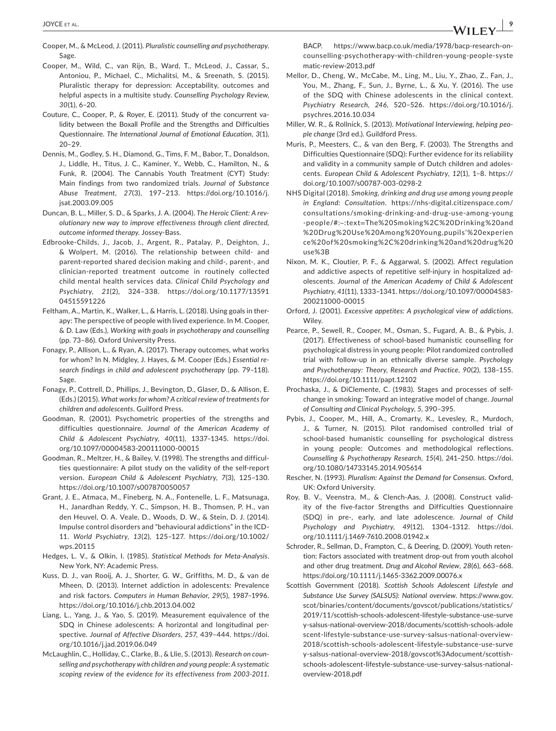Cooper, M., & McLeod, J. (2011). *Pluralistic counselling and psychotherapy*. Sage.

Cooper, M., Wild, C., van Rijn, B., Ward, T., McLeod, J., Cassar, S., Antoniou, P., Michael, C., Michalitsi, M., & Sreenath, S. (2015). Pluralistic therapy for depression: Acceptability, outcomes and helpful aspects in a multisite study. *Counselling Psychology Review*, *30*(1), 6–20.

Couture, C., Cooper, P., & Royer, E. (2011). Study of the concurrent validity between the Boxall Profile and the Strengths and Difficulties Questionnaire. *The International Journal of Emotional Education*, *3*(1), 20–29.

Dennis, M., Godley, S. H., Diamond, G., Tims, F. M., Babor, T., Donaldson, J., Liddle, H., Titus, J. C., Kaminer, Y., Webb, C., Hamilton, N., & Funk, R. (2004). The Cannabis Youth Treatment (CYT) Study: Main findings from two randomized trials. *Journal of Substance Abuse Treatment*, *27*(3), 197–213. https://doi.org/10.1016/j.jsat.2003.09.005

Duncan, B. L., Miller, S. D., & Sparks, J. A. (2004). *The Heroic Client: A revolutionary new way to improve effectiveness through client directed, outcome informed therapy*. Jossey-Bass.

Edbrooke-Childs, J., Jacob, J., Argent, R., Patalay, P., Deighton, J., & Wolpert, M. (2016). The relationship between child- and parent-reported shared decision making and child-, parent-, and clinician-reported treatment outcome in routinely collected child mental health services data. *Clinical Child Psychology and Psychiatry*, *21*(2), 324–338. https://doi.org/10.1177/1359104515591226

Feltham, A., Martin, K., Walker, L., & Harris, L. (2018). Using goals in therapy: The perspective of people with lived experience. In M. Cooper, & D. Law (Eds.), *Working with goals in psychotherapy and counselling* (pp. 73–86). Oxford University Press.

Fonagy, P., Allison, L., & Ryan, A. (2017). Therapy outcomes, what works for whom? In N. Midgley, J. Hayes, & M. Cooper (Eds.) *Essential research findings in child and adolescent psychotherapy* (pp. 79–118). Sage.

Fonagy, P., Cottrell, D., Phillips, J., Bevington, D., Glaser, D., & Allison, E. (Eds.) (2015). *What works for whom? A critical review of treatments for children and adolescents*. Guilford Press.

Goodman, R. (2001). Psychometric properties of the strengths and difficulties questionnaire. *Journal of the American Academy of Child & Adolescent Psychiatry*, *40*(11), 1337–1345. https://doi.org/10.1097/00004583-200111000-00015

Goodman, R., Meltzer, H., & Bailey, V. (1998). The strengths and difficulties questionnaire: A pilot study on the validity of the self-report version. *European Child & Adolescent Psychiatry*, *7*(3), 125–130. https://doi.org/10.1007/s007870050057

Grant, J. E., Atmaca, M., Fineberg, N. A., Fontenelle, L. F., Matsunaga, H., Janardhan Reddy, Y. C., Simpson, H. B., Thomsen, P. H., van den Heuvel, O. A. Veale, D., Woods, D. W., & Stein, D. J. (2014). Impulse control disorders and "behavioural addictions" in the ICD-11. *World Psychiatry*, *13*(2), 125–127. https://doi.org/10.1002/wps.20115

Hedges, L. V., & Olkin, I. (1985). *Statistical Methods for Meta-Analysis*. New York, NY: Academic Press.

Kuss, D. J., van Rooij, A. J., Shorter, G. W., Griffiths, M. D., & van de Mheen, D. (2013). Internet addiction in adolescents: Prevalence and risk factors. *Computers in Human Behavior*, *29*(5), 1987–1996. https://doi.org/10.1016/j.chb.2013.04.002

Liang, L., Yang, J., & Yao, S. (2019). Measurement equivalence of the SDQ in Chinese adolescents: A horizontal and longitudinal perspective. *Journal of Affective Disorders*, *257*, 439–444. https://doi.org/10.1016/j.jad.2019.06.049

McLaughlin, C., Holliday, C., Clarke, B., & Llie, S. (2013). *Research on counselling and psychotherapy with children and young people: A systematic scoping review of the evidence for its effectiveness from 2003-2011*. BACP. https://www.bacp.co.uk/media/1978/bacp-research-on-counselling-psychotherapy-with-children-young-people-systematic-review-2013.pdf

Mellor, D., Cheng, W., McCabe, M., Ling, M., Liu, Y., Zhao, Z., Fan, J., You, M., Zhang, F., Sun, J., Byrne, L., & Xu, Y. (2016). The use of the SDQ with Chinese adolescents in the clinical context. *Psychiatry Research*, *246*, 520–526. https://doi.org/10.1016/j.psychres.2016.10.034

Miller, W. R., & Rollnick, S. (2013). *Motivational Interviewing, helping people change* (3rd ed.). Guildford Press.

Muris, P., Meesters, C., & van den Berg, F. (2003). The Strengths and Difficulties Questionnaire (SDQ): Further evidence for its reliability and validity in a community sample of Dutch children and adolescents. *European Child & Adolescent Psychiatry*, *12*(1), 1–8. https://doi.org/10.1007/s00787-003-0298-2

NHS Digital (2018). *Smoking, drinking and drug use among young people in England: Consultation*. https://nhs-digital.citizenspace.com/consultations/smoking-drinking-and-drug-use-among-young-people/#:~:text=The%20Smoking%2C%20Drinking%20and%20Drug%20Use%20Among%20Young,pupils'%20experience%20of%20smoking%2C%20drinking%20and%20drug%20use%3B

Nixon, M. K., Cloutier, P. F., & Aggarwal, S. (2002). Affect regulation and addictive aspects of repetitive self-injury in hospitalized adolescents. *Journal of the American Academy of Child & Adolescent Psychiatry*, *41*(11), 1333–1341. https://doi.org/10.1097/00004583-200211000-00015

Orford, J. (2001). *Excessive appetites: A psychological view of addictions*. Wiley.

Pearce, P., Sewell, R., Cooper, M., Osman, S., Fugard, A. B., & Pybis, J. (2017). Effectiveness of school-based humanistic counselling for psychological distress in young people: Pilot randomized controlled trial with follow-up in an ethnically diverse sample. *Psychology and Psychotherapy: Theory, Research and Practice*, *90*(2), 138–155. https://doi.org/10.1111/papt.12102

Prochaska, J., & DiClemente, C. (1983). Stages and processes of self-change in smoking: Toward an integrative model of change. *Journal of Consulting and Clinical Psychology*, *5*, 390–395.

Pybis, J., Cooper, M., Hill, A., Cromarty, K., Levesley, R., Murdoch, J., & Turner, N. (2015). Pilot randomised controlled trial of school-based humanistic counselling for psychological distress in young people: Outcomes and methodological reflections. *Counselling & Psychotherapy Research*, *15*(4), 241–250. https://doi.org/10.1080/14733145.2014.905614

Rescher, N. (1993). *Pluralism: Against the Demand for Consensus*. Oxford, UK: Oxford University.

Roy, B. V., Veenstra, M., & Clench-Aas, J. (2008). Construct validity of the five-factor Strengths and Difficulties Questionnaire (SDQ) in pre-, early, and late adolescence. *Journal of Child Psychology and Psychiatry*, *49*(12), 1304–1312. https://doi.org/10.1111/j.1469-7610.2008.01942.x

Schroder, R., Sellman, D., Frampton, C., & Deering, D. (2009). Youth retention: Factors associated with treatment drop-out from youth alcohol and other drug treatment. *Drug and Alcohol Review*, *28*(6), 663–668. https://doi.org/10.1111/j.1465-3362.2009.00076.x

Scottish Government (2018). *Scottish Schools Adolescent Lifestyle and Substance Use Survey (SALSUS): National overview*. https://www.gov.scot/binaries/content/documents/govscot/publications/statistics/2019/11/scottish-schools-adolescent-lifestyle-substance-use-survey-salsus-national-overview-2018/documents/scottish-schools-adolescent-lifestyle-substance-use-survey-salsus-national-overview-2018/scottish-schools-adolescent-lifestyle-substance-use-survey-salsus-national-overview-2018/govscot%3Adocument/scottish-schools-adolescent-lifestyle-substance-use-survey-salsus-national-overview-2018.pdf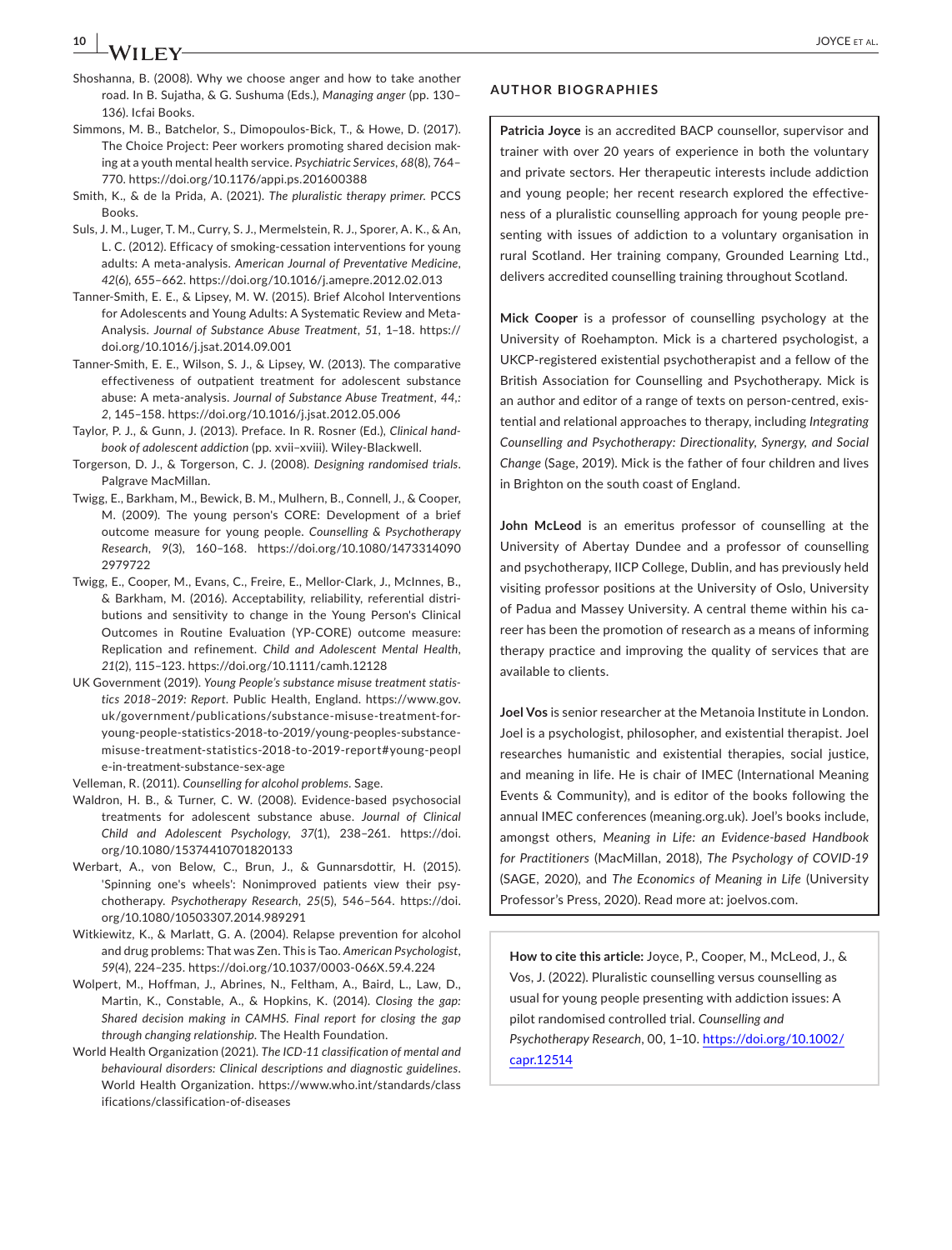Shoshanna, B. (2008). Why we choose anger and how to take another road. In B. Sujatha, & G. Sushuma (Eds.), *Managing anger* (pp. 130–136). Icfai Books.

Simmons, M. B., Batchelor, S., Dimopoulos-Bick, T., & Howe, D. (2017). The Choice Project: Peer workers promoting shared decision making at a youth mental health service. *Psychiatric Services*, *68*(8), 764–770. https://doi.org/10.1176/appi.ps.201600388

Smith, K., & de la Prida, A. (2021). *The pluralistic therapy primer*. PCCS Books.

Suls, J. M., Luger, T. M., Curry, S. J., Mermelstein, R. J., Sporer, A. K., & An, L. C. (2012). Efficacy of smoking-cessation interventions for young adults: A meta-analysis. *American Journal of Preventative Medicine*, *42*(6), 655–662. https://doi.org/10.1016/j.amepre.2012.02.013

Tanner-Smith, E. E., & Lipsey, M. W. (2015). Brief Alcohol Interventions for Adolescents and Young Adults: A Systematic Review and Meta-Analysis. *Journal of Substance Abuse Treatment*, *51*, 1–18. https://doi.org/10.1016/j.jsat.2014.09.001

Tanner-Smith, E. E., Wilson, S. J., & Lipsey, W. (2013). The comparative effectiveness of outpatient treatment for adolescent substance abuse: A meta-analysis. *Journal of Substance Abuse Treatment*, *44*,: *2*, 145–158. https://doi.org/10.1016/j.jsat.2012.05.006

Taylor, P. J., & Gunn, J. (2013). Preface. In R. Rosner (Ed.), *Clinical handbook of adolescent addiction* (pp. xvii–xviii). Wiley-Blackwell.

Torgerson, D. J., & Torgerson, C. J. (2008). *Designing randomised trials*. Palgrave MacMillan.

Twigg, E., Barkham, M., Bewick, B. M., Mulhern, B., Connell, J., & Cooper, M. (2009). The young person's CORE: Development of a brief outcome measure for young people. *Counselling & Psychotherapy Research*, *9*(3), 160–168. https://doi.org/10.1080/14733140902979722

Twigg, E., Cooper, M., Evans, C., Freire, E., Mellor-Clark, J., McInnes, B., & Barkham, M. (2016). Acceptability, reliability, referential distributions and sensitivity to change in the Young Person's Clinical Outcomes in Routine Evaluation (YP-CORE) outcome measure: Replication and refinement. *Child and Adolescent Mental Health*, *21*(2), 115–123. https://doi.org/10.1111/camh.12128

UK Government (2019). *Young People's substance misuse treatment statistics 2018–2019: Report*. Public Health, England. https://www.gov.uk/government/publications/substance-misuse-treatment-for-young-people-statistics-2018-to-2019/young-peoples-substance-misuse-treatment-statistics-2018-to-2019-report#young-people-in-treatment-substance-sex-age

Velleman, R. (2011). *Counselling for alcohol problems*. Sage.

Waldron, H. B., & Turner, C. W. (2008). Evidence-based psychosocial treatments for adolescent substance abuse. *Journal of Clinical Child and Adolescent Psychology*, *37*(1), 238–261. https://doi.org/10.1080/15374410701820133

Werbart, A., von Below, C., Brun, J., & Gunnarsdottir, H. (2015). 'Spinning one's wheels': Nonimproved patients view their psychotherapy. *Psychotherapy Research*, *25*(5), 546–564. https://doi.org/10.1080/10503307.2014.989291

Witkiewitz, K., & Marlatt, G. A. (2004). Relapse prevention for alcohol and drug problems: That was Zen. This is Tao. *American Psychologist*, *59*(4), 224–235. https://doi.org/10.1037/0003-066X.59.4.224

Wolpert, M., Hoffman, J., Abrines, N., Feltham, A., Baird, L., Law, D., Martin, K., Constable, A., & Hopkins, K. (2014). *Closing the gap: Shared decision making in CAMHS. Final report for closing the gap through changing relationship*. The Health Foundation.

World Health Organization (2021). *The ICD-11 classification of mental and behavioural disorders: Clinical descriptions and diagnostic guidelines*. World Health Organization. https://www.who.int/standards/classifications/classification-of-diseases

## AUTHOR BIOGRAPHIES

**Patricia Joyce** is an accredited BACP counsellor, supervisor and trainer with over 20 years of experience in both the voluntary and private sectors. Her therapeutic interests include addiction and young people; her recent research explored the effectiveness of a pluralistic counselling approach for young people presenting with issues of addiction to a voluntary organisation in rural Scotland. Her training company, Grounded Learning Ltd., delivers accredited counselling training throughout Scotland.

**Mick Cooper** is a professor of counselling psychology at the University of Roehampton. Mick is a chartered psychologist, a UKCP-registered existential psychotherapist and a fellow of the British Association for Counselling and Psychotherapy. Mick is an author and editor of a range of texts on person-centred, existential and relational approaches to therapy, including *Integrating Counselling and Psychotherapy: Directionality, Synergy, and Social Change* (Sage, 2019). Mick is the father of four children and lives in Brighton on the south coast of England.

**John McLeod** is an emeritus professor of counselling at the University of Abertay Dundee and a professor of counselling and psychotherapy, IICP College, Dublin, and has previously held visiting professor positions at the University of Oslo, University of Padua and Massey University. A central theme within his career has been the promotion of research as a means of informing therapy practice and improving the quality of services that are available to clients.

**Joel Vos** is senior researcher at the Metanoia Institute in London. Joel is a psychologist, philosopher, and existential therapist. Joel researches humanistic and existential therapies, social justice, and meaning in life. He is chair of IMEC (International Meaning Events & Community), and is editor of the books following the annual IMEC conferences (meaning.org.uk). Joel's books include, amongst others, *Meaning in Life: an Evidence-based Handbook for Practitioners* (MacMillan, 2018), *The Psychology of COVID-19* (SAGE, 2020), and *The Economics of Meaning in Life* (University Professor's Press, 2020). Read more at: joelvos.com.

**How to cite this article:** Joyce, P., Cooper, M., McLeod, J., & Vos, J. (2022). Pluralistic counselling versus counselling as usual for young people presenting with addiction issues: A pilot randomised controlled trial. *Counselling and Psychotherapy Research*, 00, 1–10. https://doi.org/10.1002/capr.12514